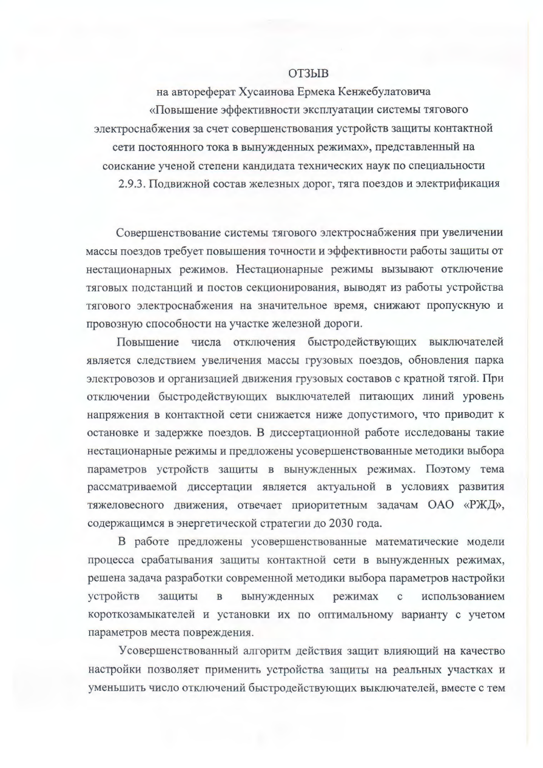# ОТЗЫВ

на автореферат Хусаинова Ермека Кенжебулатовича «Повышение эффективности эксплуатации системы тягового электроснабжения за счет совершенствования устройств защиты контактной сети постоянного тока в вынужденных режимах», представленный на соискание ученой степени кандидата технических наук по специальности 2.9.3. Подвижной состав железных дорог, тяга поездов и электрификация

Совершенствование системы тягового электроснабжения при увеличении массы поездов требует повышения точности и эффективности работы защиты от нестационарных режимов. Нестационарные режимы вызывают отключение тяговых подстанций и постов секционирования, выводят из работы устройства тягового электроснабжения на значительное время, снижают пропускную и провозную способности на участке железной дороги.

Повышение числа отключения быстродействующих выключателей является следствием увеличения массы грузовых поездов, обновления парка электровозов и организацией движения грузовых составов с кратной тягой. При отключении быстродействующих выключателей питающих линий уровень напряжения в контактной сети снижается ниже допустимого, что приводит к остановке и задержке поездов. В диссертационной работе исследованы такие нестационарные режимы и предложены усовершенствованные методики выбора параметров устройств защиты в вынужденных режимах. Поэтому тема рассматриваемой диссертации является актуальной в условиях развития тяжеловесного движения, отвечает приоритетным задачам ОАО «РЖД», содержащимся в энергетической стратегии до 2030 года.

В работе предложены усовершенствованные математические модели процесса срабатывания защиты контактной сети в вынужденных режимах, решена задача разработки современной методики выбора параметров настройки устройств защиты в вынужденных режимах с использованием короткозамыкателей и установки их по оптимальному варианту с учетом параметров места повреждения.

Усовершенствованный алгоритм действия защит влияющий на качество настройки позволяет применить устройства защиты на реальных участках и уменьшить число отключений быстродействующих выключателей, вместе с тем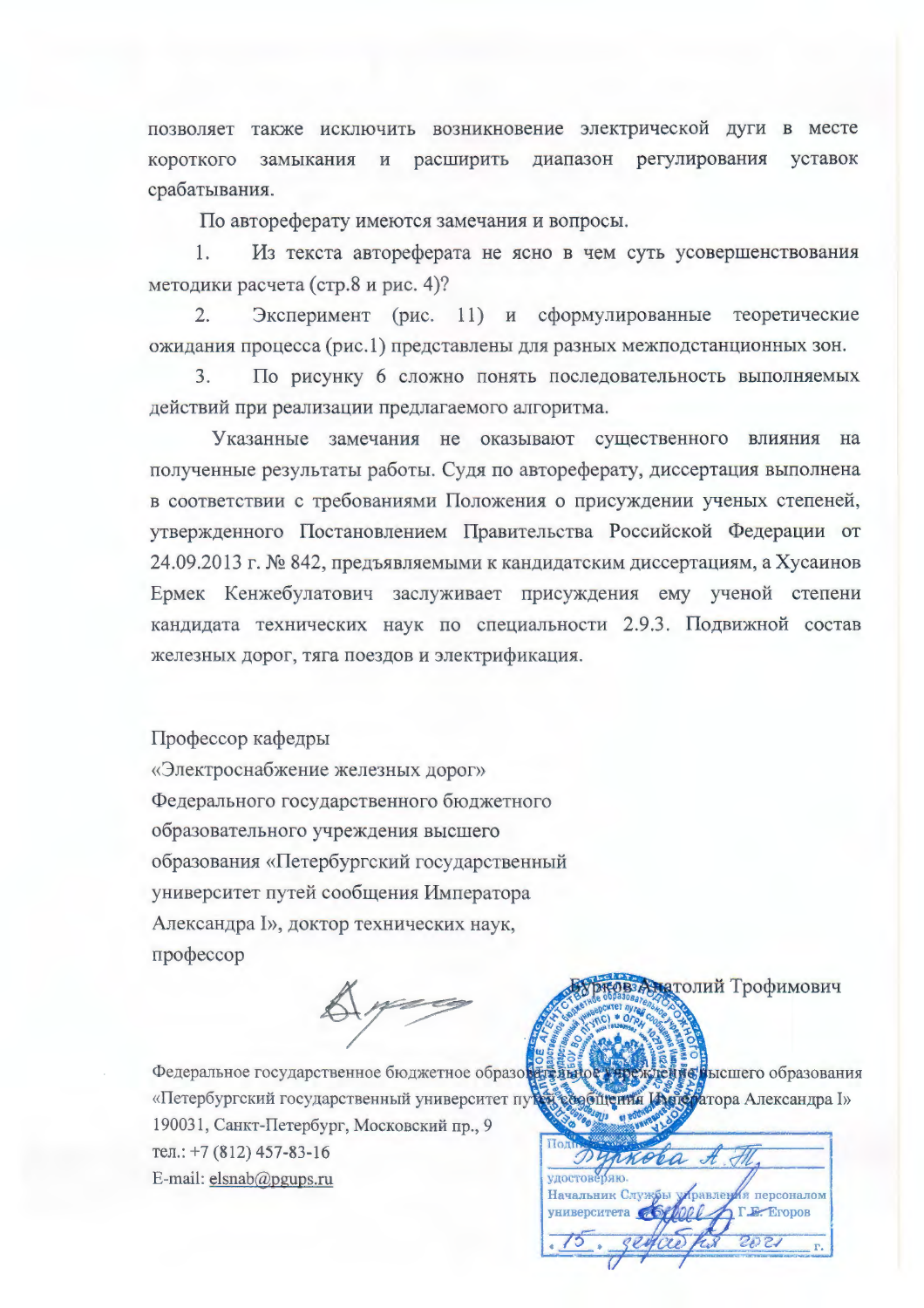позволяет также исключить возникновение электрической дуги в месте короткого замыкания и расширить диапазон регулирования уставок срабатывания.

По автореферату имеются замечания и вопросы.

1. Из текста автореферата не ясно в чем суть усовершенствования методики расчета (стр.8 и рис. 4)?
2. Эксперимент (рис. 11) и сформулированные теоретические ожидания процесса (рис.1) представлены для разных межподстанционных зон.
3. По рисунку 6 сложно понять последовательность выполняемых действий при реализации предлагаемого алгоритма.

Указанные замечания не оказывают существенного влияния на полученные результаты работы. Судя по автореферату, диссертация выполнена в соответствии с требованиями Положения о присуждении ученых степеней, утвержденного Постановлением Правительства Российской Федерации от 24.09.2013 г. № 842, предъявляемыми к кандидатским диссертациям, а Хусаинов Ермек Кенжебулатович заслуживает присуждения ему ученой степени кандидата технических наук по специальности 2.9.3. Подвижной состав железных дорог, тяга поездов и электрификация.

Профессор кафедры
«Электроснабжение железных дорог»
Федерального государственного бюджетного образовательного учреждения высшего образования «Петербургский государственный университет путей сообщения Императора Александра I», доктор технических наук, профессор

Бурков Анатолий Трофимович

Федеральное государственное бюджетное образовательное учреждение высшего образования «Петербургский государственный университет путей сообщения Императора Александра I»
190031, Санкт-Петербург, Московский пр., 9
тел.: +7 (812) 457-83-16
E-mail: elsnab@pgups.ru

Подпись Буркова А.Т.
удостоверяю.
Начальник Службы управления персоналом университета Г.Е. Егоров
«15» декабря 2021 г.